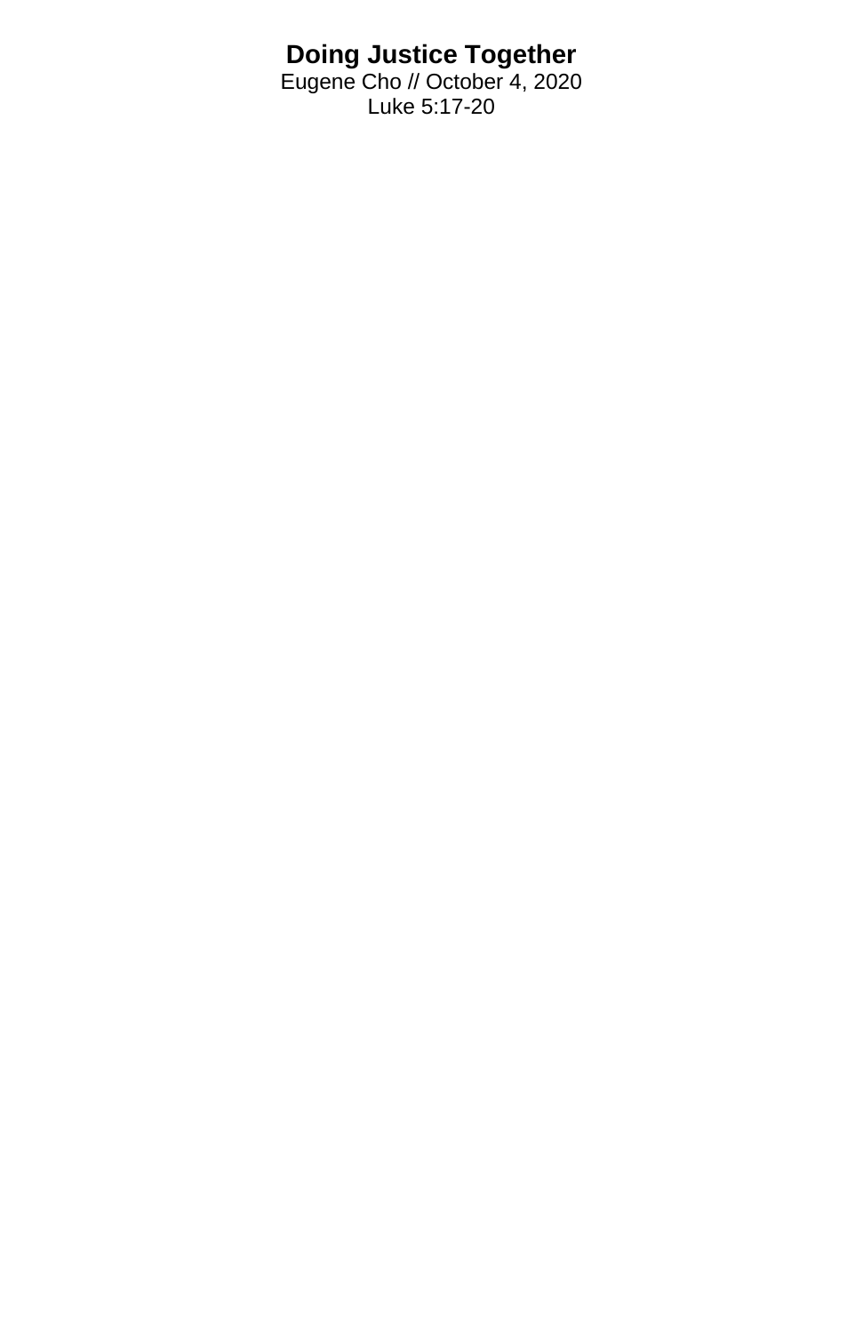# Doing Justice Together

Eugene Cho // October 4, 2020

Luke 5:17-20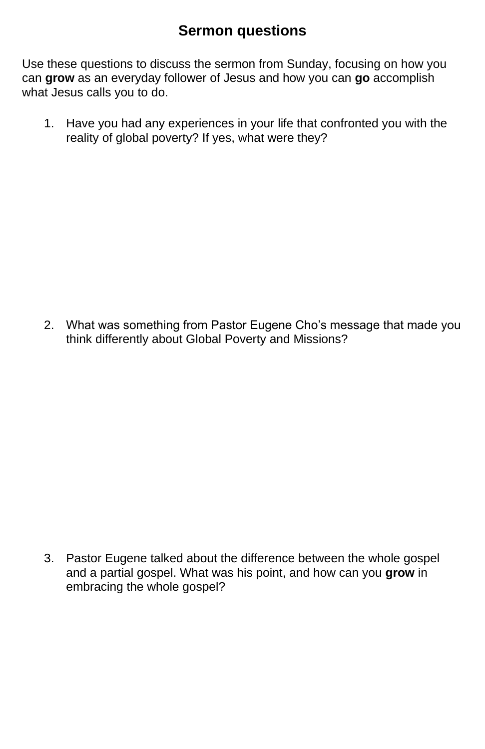# Sermon questions

Use these questions to discuss the sermon from Sunday, focusing on how you can **grow** as an everyday follower of Jesus and how you can **go** accomplish what Jesus calls you to do.

1. Have you had any experiences in your life that confronted you with the reality of global poverty? If yes, what were they?

2. What was something from Pastor Eugene Cho's message that made you think differently about Global Poverty and Missions?

3. Pastor Eugene talked about the difference between the whole gospel and a partial gospel. What was his point, and how can you **grow** in embracing the whole gospel?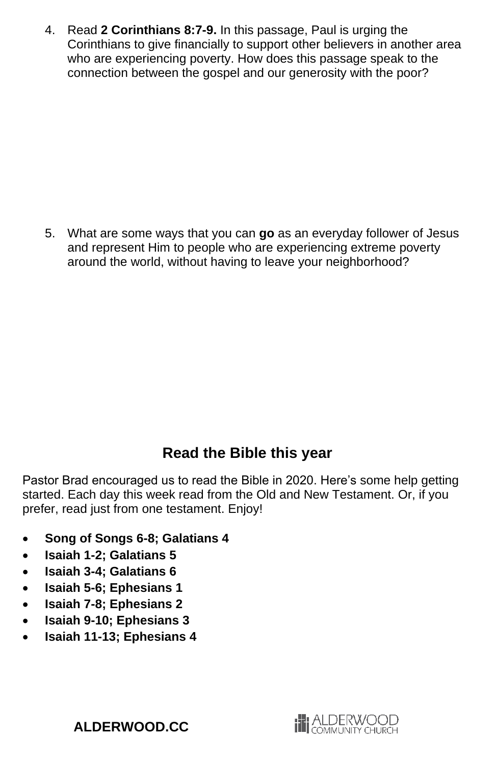4. Read **2 Corinthians 8:7-9.** In this passage, Paul is urging the Corinthians to give financially to support other believers in another area who are experiencing poverty. How does this passage speak to the connection between the gospel and our generosity with the poor?

5. What are some ways that you can **go** as an everyday follower of Jesus and represent Him to people who are experiencing extreme poverty around the world, without having to leave your neighborhood?

## Read the Bible this year

Pastor Brad encouraged us to read the Bible in 2020. Here's some help getting started. Each day this week read from the Old and New Testament. Or, if you prefer, read just from one testament. Enjoy!

- **Song of Songs 6-8; Galatians 4**
- **Isaiah 1-2; Galatians 5**
- **Isaiah 3-4; Galatians 6**
- **Isaiah 5-6; Ephesians 1**
- **Isaiah 7-8; Ephesians 2**
- **Isaiah 9-10; Ephesians 3**
- **Isaiah 11-13; Ephesians 4**

**ALDERWOOD.CC**

ALDERWOOD COMMUNITY CHURCH